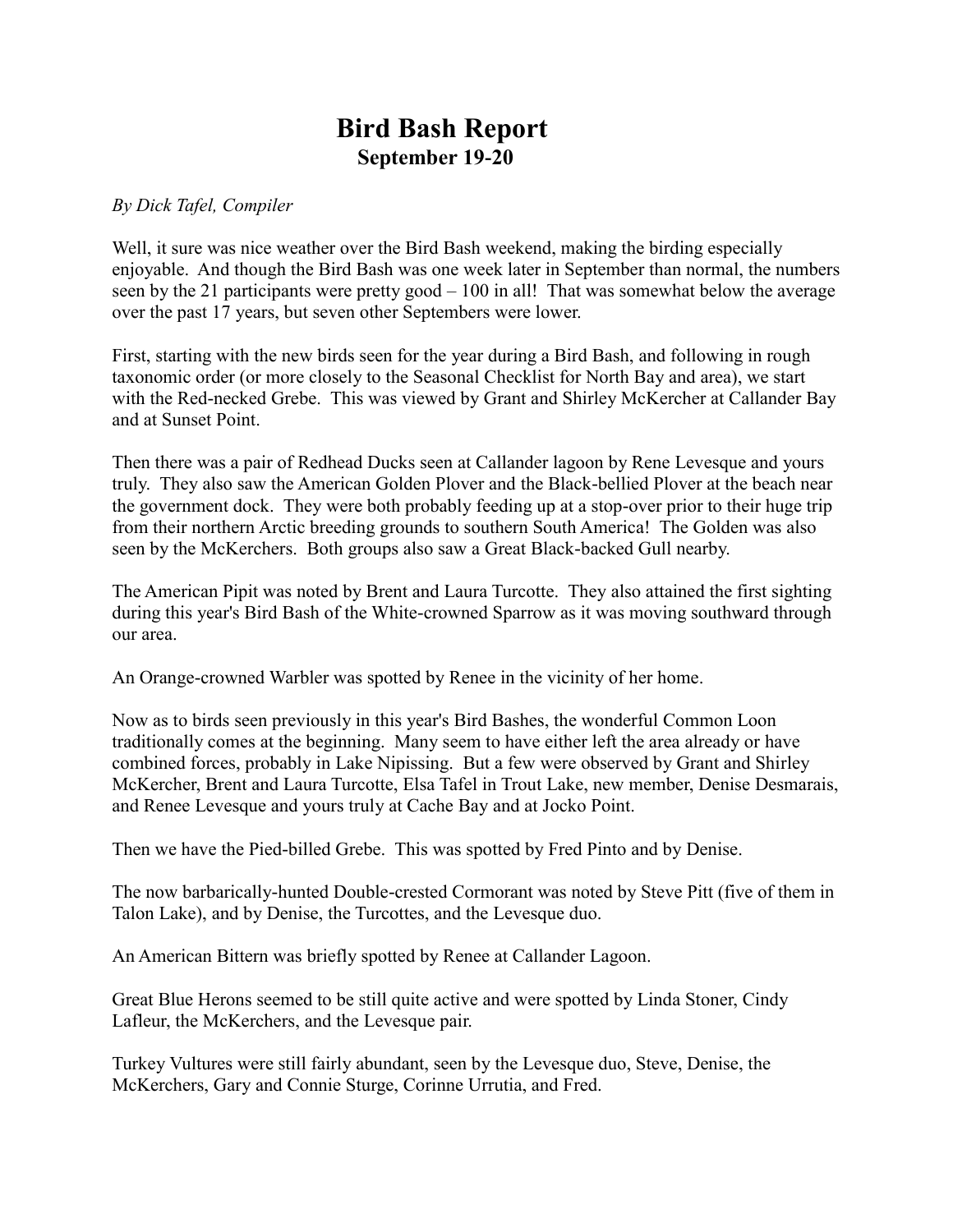# Bird Bash Report

## September 19-20

*By Dick Tafel, Compiler*

Well, it sure was nice weather over the Bird Bash weekend, making the birding especially enjoyable. And though the Bird Bash was one week later in September than normal, the numbers seen by the 21 participants were pretty good – 100 in all! That was somewhat below the average over the past 17 years, but seven other Septembers were lower.

First, starting with the new birds seen for the year during a Bird Bash, and following in rough taxonomic order (or more closely to the Seasonal Checklist for North Bay and area), we start with the Red-necked Grebe. This was viewed by Grant and Shirley McKercher at Callander Bay and at Sunset Point.

Then there was a pair of Redhead Ducks seen at Callander lagoon by Rene Levesque and yours truly. They also saw the American Golden Plover and the Black-bellied Plover at the beach near the government dock. They were both probably feeding up at a stop-over prior to their huge trip from their northern Arctic breeding grounds to southern South America! The Golden was also seen by the McKerchers. Both groups also saw a Great Black-backed Gull nearby.

The American Pipit was noted by Brent and Laura Turcotte. They also attained the first sighting during this year's Bird Bash of the White-crowned Sparrow as it was moving southward through our area.

An Orange-crowned Warbler was spotted by Renee in the vicinity of her home.

Now as to birds seen previously in this year's Bird Bashes, the wonderful Common Loon traditionally comes at the beginning. Many seem to have either left the area already or have combined forces, probably in Lake Nipissing. But a few were observed by Grant and Shirley McKercher, Brent and Laura Turcotte, Elsa Tafel in Trout Lake, new member, Denise Desmarais, and Renee Levesque and yours truly at Cache Bay and at Jocko Point.

Then we have the Pied-billed Grebe. This was spotted by Fred Pinto and by Denise.

The now barbarically-hunted Double-crested Cormorant was noted by Steve Pitt (five of them in Talon Lake), and by Denise, the Turcottes, and the Levesque duo.

An American Bittern was briefly spotted by Renee at Callander Lagoon.

Great Blue Herons seemed to be still quite active and were spotted by Linda Stoner, Cindy Lafleur, the McKerchers, and the Levesque pair.

Turkey Vultures were still fairly abundant, seen by the Levesque duo, Steve, Denise, the McKerchers, Gary and Connie Sturge, Corinne Urrutia, and Fred.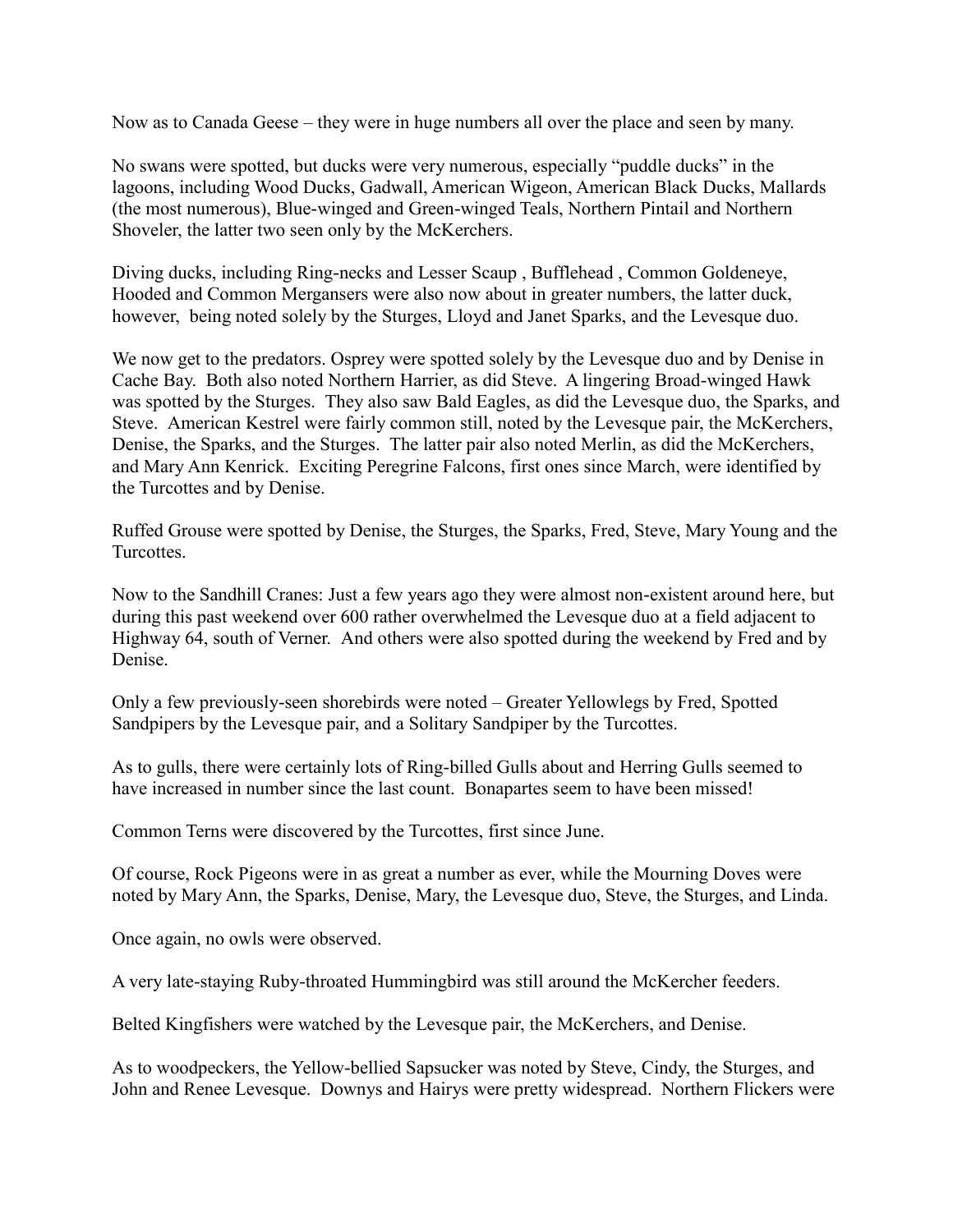Now as to Canada Geese – they were in huge numbers all over the place and seen by many.

No swans were spotted, but ducks were very numerous, especially "puddle ducks" in the lagoons, including Wood Ducks, Gadwall, American Wigeon, American Black Ducks, Mallards (the most numerous), Blue-winged and Green-winged Teals, Northern Pintail and Northern Shoveler, the latter two seen only by the McKerchers.

Diving ducks, including Ring-necks and Lesser Scaup , Bufflehead , Common Goldeneye, Hooded and Common Mergansers were also now about in greater numbers, the latter duck, however, being noted solely by the Sturges, Lloyd and Janet Sparks, and the Levesque duo.

We now get to the predators. Osprey were spotted solely by the Levesque duo and by Denise in Cache Bay. Both also noted Northern Harrier, as did Steve. A lingering Broad-winged Hawk was spotted by the Sturges. They also saw Bald Eagles, as did the Levesque duo, the Sparks, and Steve. American Kestrel were fairly common still, noted by the Levesque pair, the McKerchers, Denise, the Sparks, and the Sturges. The latter pair also noted Merlin, as did the McKerchers, and Mary Ann Kenrick. Exciting Peregrine Falcons, first ones since March, were identified by the Turcottes and by Denise.

Ruffed Grouse were spotted by Denise, the Sturges, the Sparks, Fred, Steve, Mary Young and the Turcottes.

Now to the Sandhill Cranes: Just a few years ago they were almost non-existent around here, but during this past weekend over 600 rather overwhelmed the Levesque duo at a field adjacent to Highway 64, south of Verner. And others were also spotted during the weekend by Fred and by Denise.

Only a few previously-seen shorebirds were noted – Greater Yellowlegs by Fred, Spotted Sandpipers by the Levesque pair, and a Solitary Sandpiper by the Turcottes.

As to gulls, there were certainly lots of Ring-billed Gulls about and Herring Gulls seemed to have increased in number since the last count. Bonapartes seem to have been missed!

Common Terns were discovered by the Turcottes, first since June.

Of course, Rock Pigeons were in as great a number as ever, while the Mourning Doves were noted by Mary Ann, the Sparks, Denise, Mary, the Levesque duo, Steve, the Sturges, and Linda.

Once again, no owls were observed.

A very late-staying Ruby-throated Hummingbird was still around the McKercher feeders.

Belted Kingfishers were watched by the Levesque pair, the McKerchers, and Denise.

As to woodpeckers, the Yellow-bellied Sapsucker was noted by Steve, Cindy, the Sturges, and John and Renee Levesque. Downys and Hairys were pretty widespread. Northern Flickers were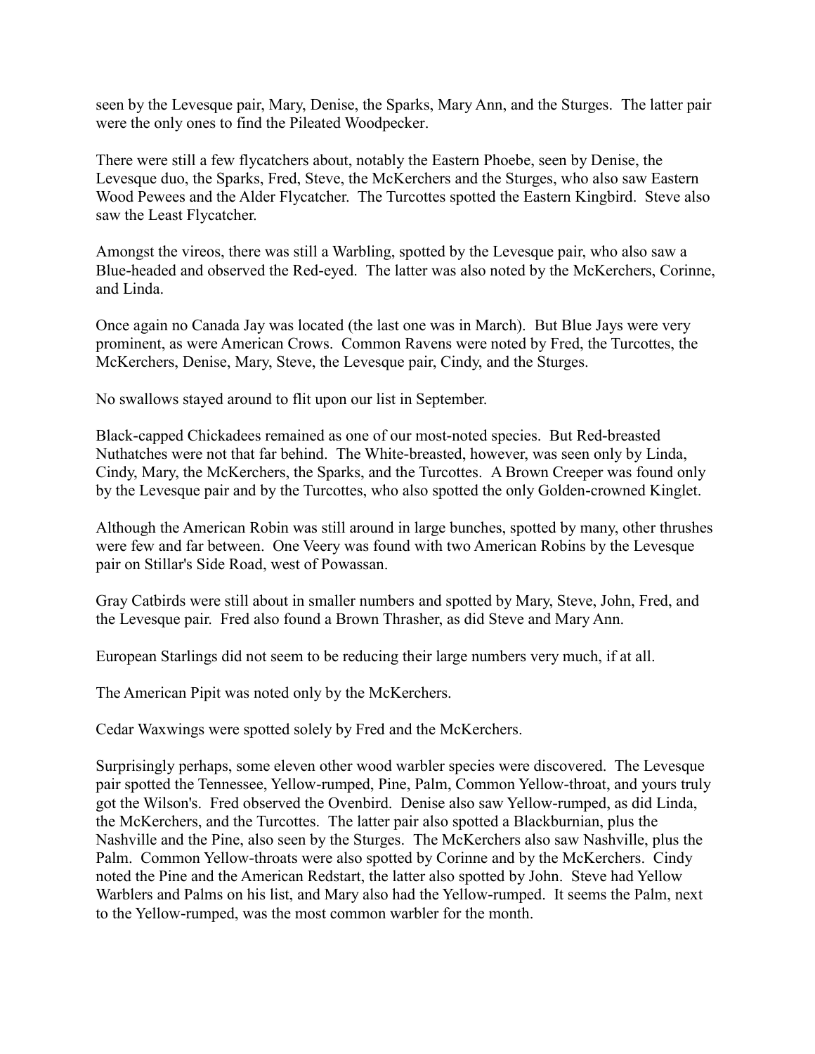seen by the Levesque pair, Mary, Denise, the Sparks, Mary Ann, and the Sturges. The latter pair were the only ones to find the Pileated Woodpecker.

There were still a few flycatchers about, notably the Eastern Phoebe, seen by Denise, the Levesque duo, the Sparks, Fred, Steve, the McKerchers and the Sturges, who also saw Eastern Wood Pewees and the Alder Flycatcher. The Turcottes spotted the Eastern Kingbird. Steve also saw the Least Flycatcher.

Amongst the vireos, there was still a Warbling, spotted by the Levesque pair, who also saw a Blue-headed and observed the Red-eyed. The latter was also noted by the McKerchers, Corinne, and Linda.

Once again no Canada Jay was located (the last one was in March). But Blue Jays were very prominent, as were American Crows. Common Ravens were noted by Fred, the Turcottes, the McKerchers, Denise, Mary, Steve, the Levesque pair, Cindy, and the Sturges.

No swallows stayed around to flit upon our list in September.

Black-capped Chickadees remained as one of our most-noted species. But Red-breasted Nuthatches were not that far behind. The White-breasted, however, was seen only by Linda, Cindy, Mary, the McKerchers, the Sparks, and the Turcottes. A Brown Creeper was found only by the Levesque pair and by the Turcottes, who also spotted the only Golden-crowned Kinglet.

Although the American Robin was still around in large bunches, spotted by many, other thrushes were few and far between. One Veery was found with two American Robins by the Levesque pair on Stillar's Side Road, west of Powassan.

Gray Catbirds were still about in smaller numbers and spotted by Mary, Steve, John, Fred, and the Levesque pair. Fred also found a Brown Thrasher, as did Steve and Mary Ann.

European Starlings did not seem to be reducing their large numbers very much, if at all.

The American Pipit was noted only by the McKerchers.

Cedar Waxwings were spotted solely by Fred and the McKerchers.

Surprisingly perhaps, some eleven other wood warbler species were discovered. The Levesque pair spotted the Tennessee, Yellow-rumped, Pine, Palm, Common Yellow-throat, and yours truly got the Wilson's. Fred observed the Ovenbird. Denise also saw Yellow-rumped, as did Linda, the McKerchers, and the Turcottes. The latter pair also spotted a Blackburnian, plus the Nashville and the Pine, also seen by the Sturges. The McKerchers also saw Nashville, plus the Palm. Common Yellow-throats were also spotted by Corinne and by the McKerchers. Cindy noted the Pine and the American Redstart, the latter also spotted by John. Steve had Yellow Warblers and Palms on his list, and Mary also had the Yellow-rumped. It seems the Palm, next to the Yellow-rumped, was the most common warbler for the month.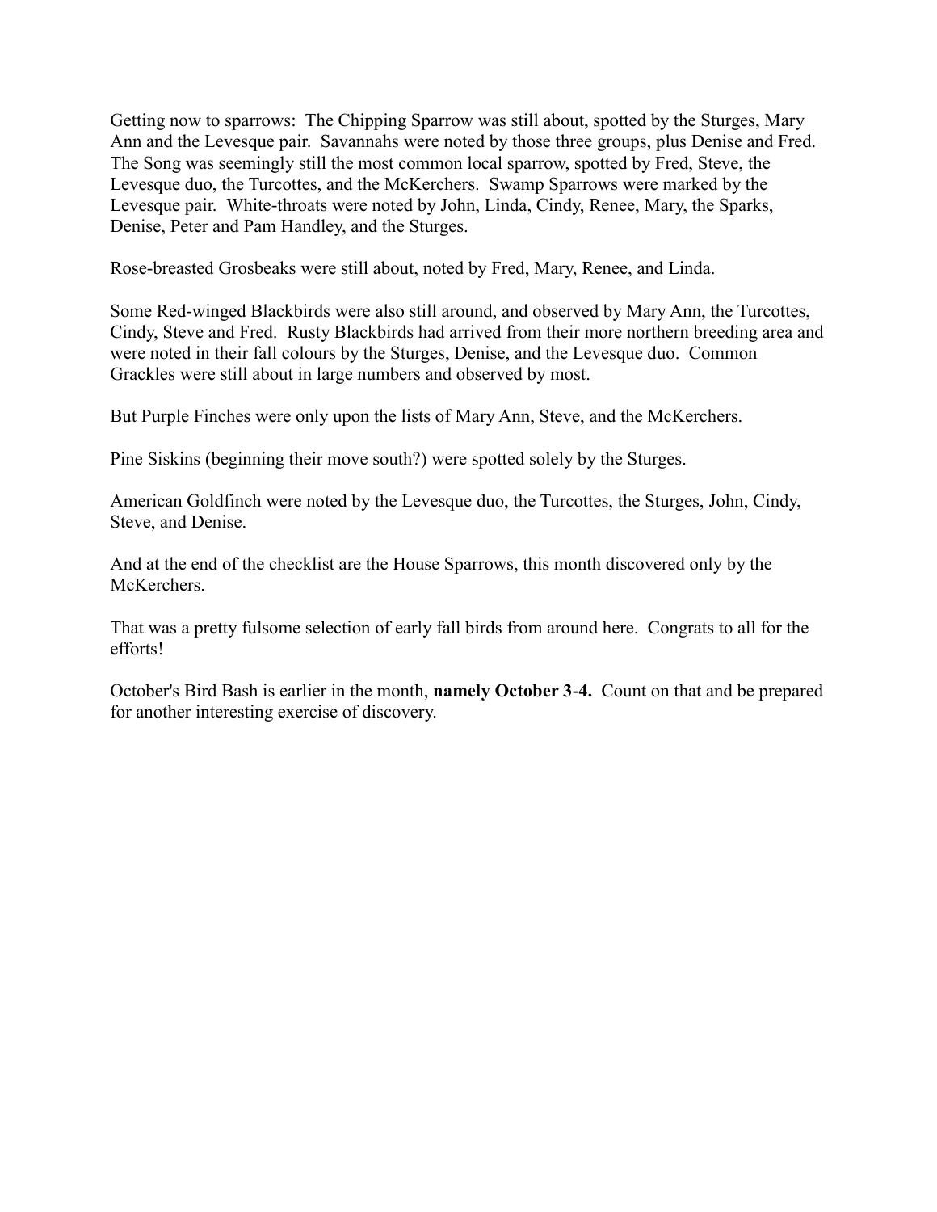Getting now to sparrows: The Chipping Sparrow was still about, spotted by the Sturges, Mary Ann and the Levesque pair. Savannahs were noted by those three groups, plus Denise and Fred. The Song was seemingly still the most common local sparrow, spotted by Fred, Steve, the Levesque duo, the Turcottes, and the McKerchers. Swamp Sparrows were marked by the Levesque pair. White-throats were noted by John, Linda, Cindy, Renee, Mary, the Sparks, Denise, Peter and Pam Handley, and the Sturges.

Rose-breasted Grosbeaks were still about, noted by Fred, Mary, Renee, and Linda.

Some Red-winged Blackbirds were also still around, and observed by Mary Ann, the Turcottes, Cindy, Steve and Fred. Rusty Blackbirds had arrived from their more northern breeding area and were noted in their fall colours by the Sturges, Denise, and the Levesque duo. Common Grackles were still about in large numbers and observed by most.

But Purple Finches were only upon the lists of Mary Ann, Steve, and the McKerchers.

Pine Siskins (beginning their move south?) were spotted solely by the Sturges.

American Goldfinch were noted by the Levesque duo, the Turcottes, the Sturges, John, Cindy, Steve, and Denise.

And at the end of the checklist are the House Sparrows, this month discovered only by the McKerchers.

That was a pretty fulsome selection of early fall birds from around here. Congrats to all for the efforts!

October's Bird Bash is earlier in the month, **namely October 3-4.** Count on that and be prepared for another interesting exercise of discovery.